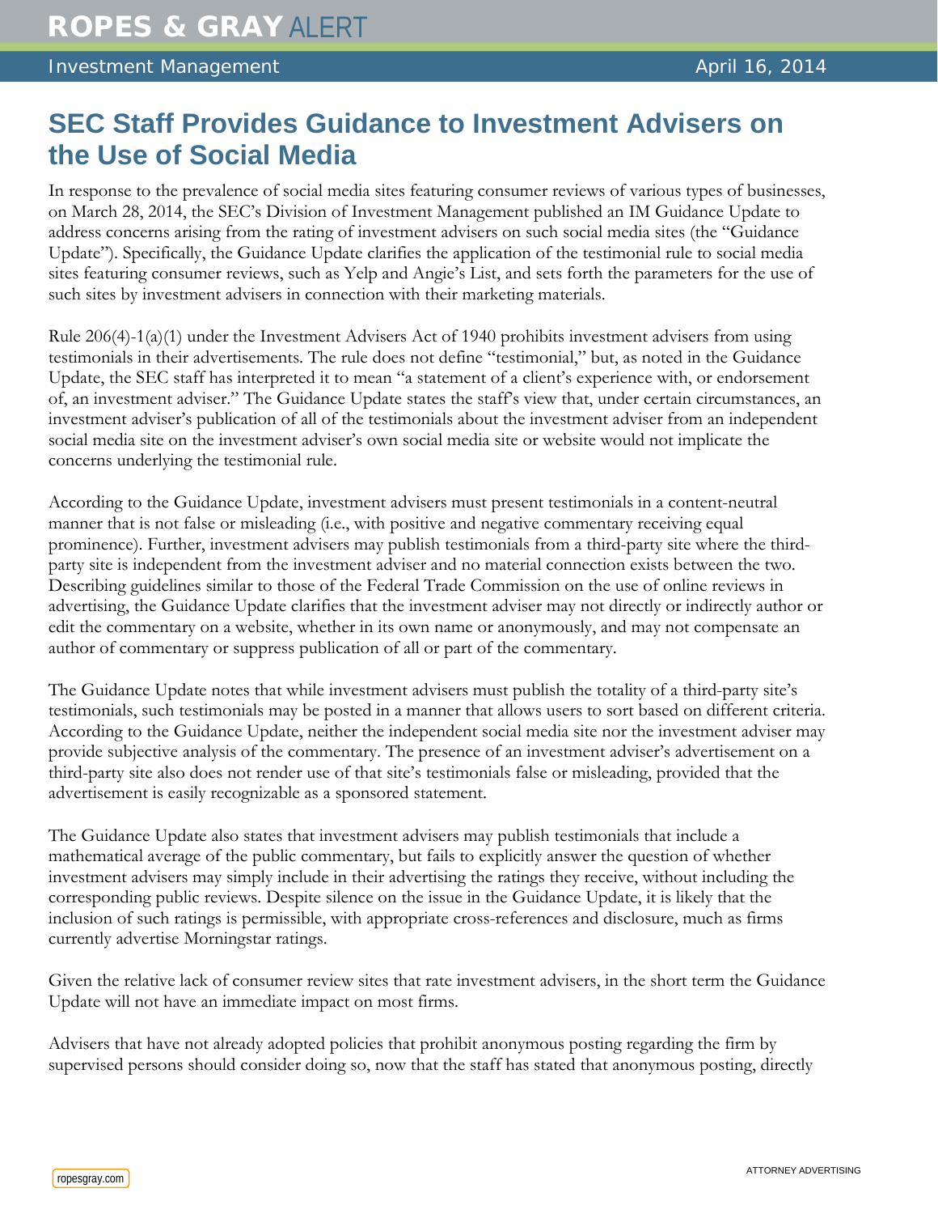# SEC Staff Provides Guidance to Investment Advisers on the Use of Social Media

In response to the prevalence of social media sites featuring consumer reviews of various types of businesses, on March 28, 2014, the SEC's Division of Investment Management published an IM Guidance Update to address concerns arising from the rating of investment advisers on such social media sites (the "Guidance Update"). Specifically, the Guidance Update clarifies the application of the testimonial rule to social media sites featuring consumer reviews, such as Yelp and Angie's List, and sets forth the parameters for the use of such sites by investment advisers in connection with their marketing materials.

Rule 206(4)-1(a)(1) under the Investment Advisers Act of 1940 prohibits investment advisers from using testimonials in their advertisements. The rule does not define "testimonial," but, as noted in the Guidance Update, the SEC staff has interpreted it to mean "a statement of a client's experience with, or endorsement of, an investment adviser." The Guidance Update states the staff's view that, under certain circumstances, an investment adviser's publication of all of the testimonials about the investment adviser from an independent social media site on the investment adviser's own social media site or website would not implicate the concerns underlying the testimonial rule.

According to the Guidance Update, investment advisers must present testimonials in a content-neutral manner that is not false or misleading (i.e., with positive and negative commentary receiving equal prominence). Further, investment advisers may publish testimonials from a third-party site where the third-party site is independent from the investment adviser and no material connection exists between the two. Describing guidelines similar to those of the Federal Trade Commission on the use of online reviews in advertising, the Guidance Update clarifies that the investment adviser may not directly or indirectly author or edit the commentary on a website, whether in its own name or anonymously, and may not compensate an author of commentary or suppress publication of all or part of the commentary.

The Guidance Update notes that while investment advisers must publish the totality of a third-party site's testimonials, such testimonials may be posted in a manner that allows users to sort based on different criteria. According to the Guidance Update, neither the independent social media site nor the investment adviser may provide subjective analysis of the commentary. The presence of an investment adviser's advertisement on a third-party site also does not render use of that site's testimonials false or misleading, provided that the advertisement is easily recognizable as a sponsored statement.

The Guidance Update also states that investment advisers may publish testimonials that include a mathematical average of the public commentary, but fails to explicitly answer the question of whether investment advisers may simply include in their advertising the ratings they receive, without including the corresponding public reviews. Despite silence on the issue in the Guidance Update, it is likely that the inclusion of such ratings is permissible, with appropriate cross-references and disclosure, much as firms currently advertise Morningstar ratings.

Given the relative lack of consumer review sites that rate investment advisers, in the short term the Guidance Update will not have an immediate impact on most firms.

Advisers that have not already adopted policies that prohibit anonymous posting regarding the firm by supervised persons should consider doing so, now that the staff has stated that anonymous posting, directly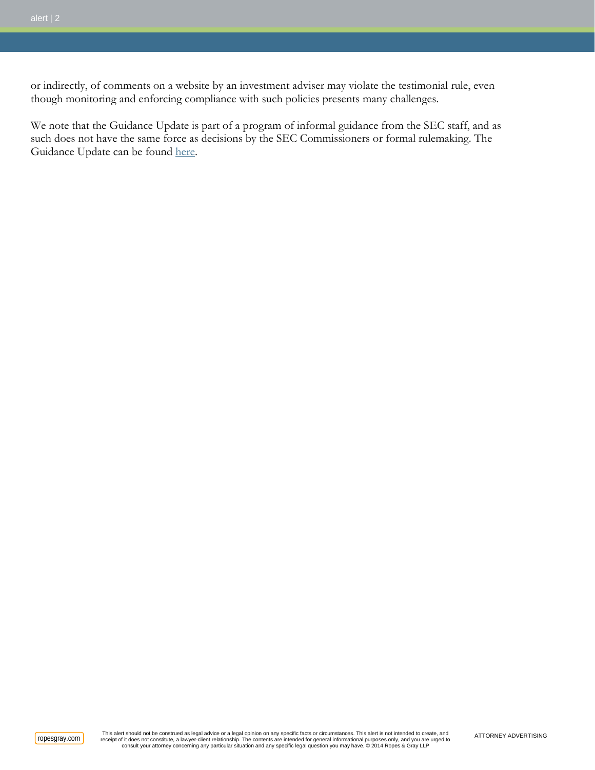or indirectly, of comments on a website by an investment adviser may violate the testimonial rule, even though monitoring and enforcing compliance with such policies presents many challenges.

We note that the Guidance Update is part of a program of informal guidance from the SEC staff, and as such does not have the same force as decisions by the SEC Commissioners or formal rulemaking. The Guidance Update can be found here.

This alert should not be construed as legal advice or a legal opinion on any specific facts or circumstances. This alert is not intended to create, and receipt of it does not constitute, a lawyer-client relationship. The contents are intended for general informational purposes only, and you are urged to consult your attorney concerning any particular situation and any specific legal question you may have. © 2014 Ropes & Gray LLP

ATTORNEY ADVERTISING